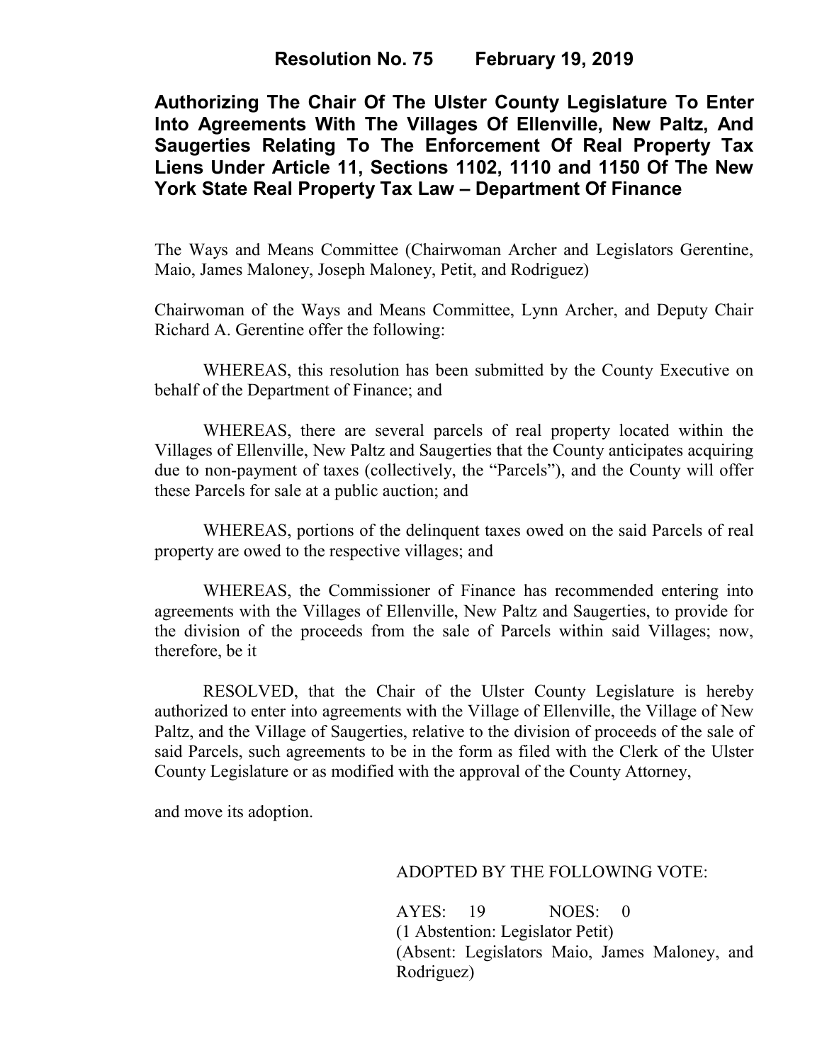# Resolution No. 75 February 19, 2019

## Authorizing The Chair Of The Ulster County Legislature To Enter Into Agreements With The Villages Of Ellenville, New Paltz, And Saugerties Relating To The Enforcement Of Real Property Tax Liens Under Article 11, Sections 1102, 1110 and 1150 Of The New York State Real Property Tax Law – Department Of Finance

The Ways and Means Committee (Chairwoman Archer and Legislators Gerentine, Maio, James Maloney, Joseph Maloney, Petit, and Rodriguez)

Chairwoman of the Ways and Means Committee, Lynn Archer, and Deputy Chair Richard A. Gerentine offer the following:

WHEREAS, this resolution has been submitted by the County Executive on behalf of the Department of Finance; and

WHEREAS, there are several parcels of real property located within the Villages of Ellenville, New Paltz and Saugerties that the County anticipates acquiring due to non-payment of taxes (collectively, the "Parcels"), and the County will offer these Parcels for sale at a public auction; and

WHEREAS, portions of the delinquent taxes owed on the said Parcels of real property are owed to the respective villages; and

WHEREAS, the Commissioner of Finance has recommended entering into agreements with the Villages of Ellenville, New Paltz and Saugerties, to provide for the division of the proceeds from the sale of Parcels within said Villages; now, therefore, be it

RESOLVED, that the Chair of the Ulster County Legislature is hereby authorized to enter into agreements with the Village of Ellenville, the Village of New Paltz, and the Village of Saugerties, relative to the division of proceeds of the sale of said Parcels, such agreements to be in the form as filed with the Clerk of the Ulster County Legislature or as modified with the approval of the County Attorney,

and move its adoption.

ADOPTED BY THE FOLLOWING VOTE:

AYES: 19 NOES: 0
(1 Abstention: Legislator Petit)
(Absent: Legislators Maio, James Maloney, and Rodriguez)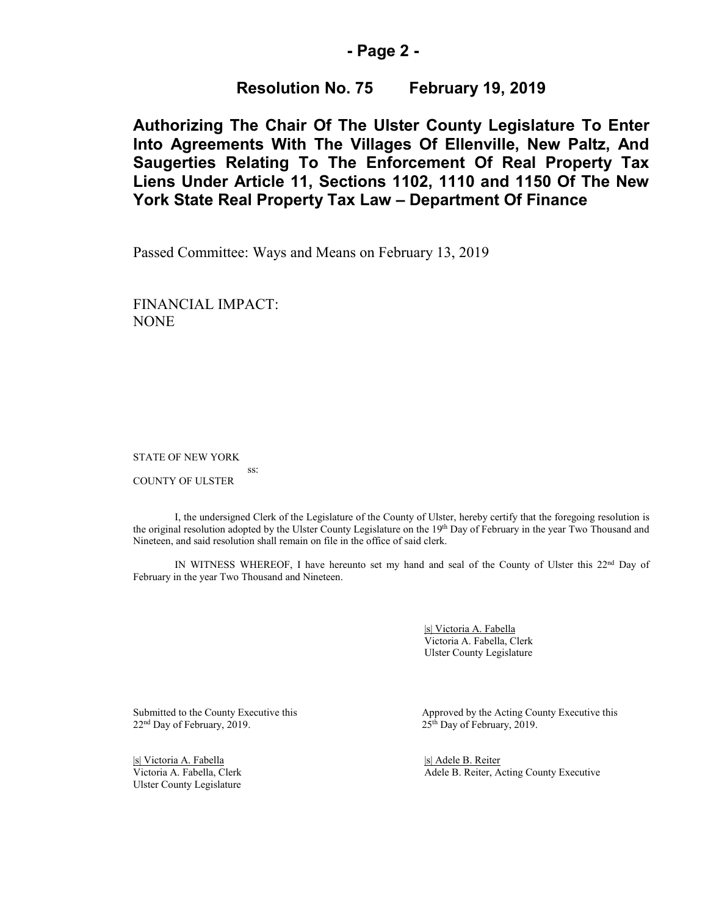## Resolution No. 75 February 19, 2019

## Authorizing The Chair Of The Ulster County Legislature To Enter Into Agreements With The Villages Of Ellenville, New Paltz, And Saugerties Relating To The Enforcement Of Real Property Tax Liens Under Article 11, Sections 1102, 1110 and 1150 Of The New York State Real Property Tax Law – Department Of Finance

Passed Committee: Ways and Means on February 13, 2019

FINANCIAL IMPACT:
NONE

STATE OF NEW YORK
ss:
COUNTY OF ULSTER

I, the undersigned Clerk of the Legislature of the County of Ulster, hereby certify that the foregoing resolution is the original resolution adopted by the Ulster County Legislature on the 19th Day of February in the year Two Thousand and Nineteen, and said resolution shall remain on file in the office of said clerk.

IN WITNESS WHEREOF, I have hereunto set my hand and seal of the County of Ulster this 22nd Day of February in the year Two Thousand and Nineteen.

|s| Victoria A. Fabella
Victoria A. Fabella, Clerk
Ulster County Legislature

Submitted to the County Executive this 22nd Day of February, 2019.

|s| Victoria A. Fabella
Victoria A. Fabella, Clerk
Ulster County Legislature

Approved by the Acting County Executive this 25th Day of February, 2019.

|s| Adele B. Reiter
Adele B. Reiter, Acting County Executive